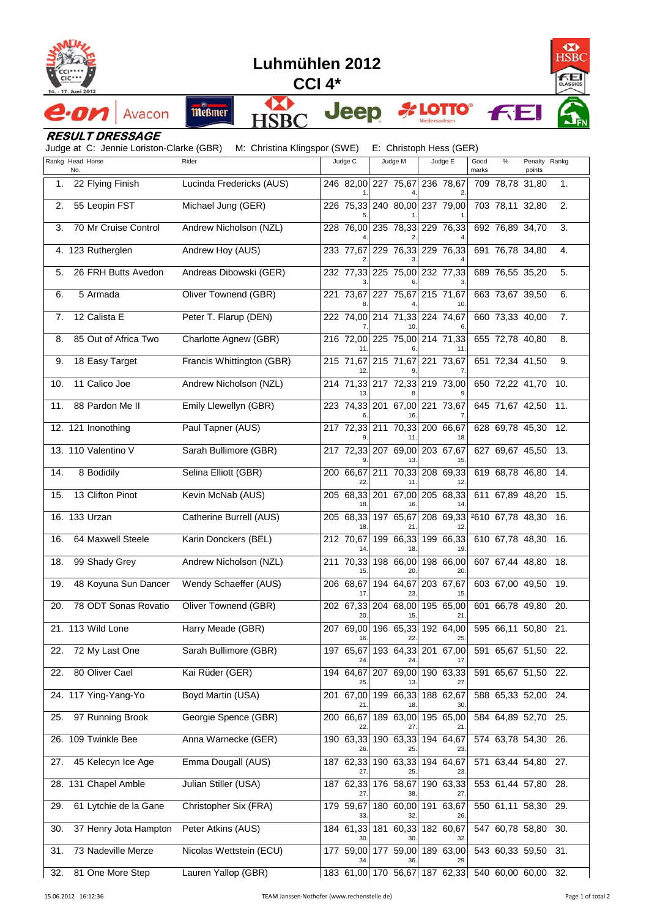# Luhmühlen 2012

## CCI 4*

### RESULT DRESSAGE

Judge at C: Jennie Loriston-Clarke (GBR) M: Christina Klingspor (SWE) E: Christoph Hess (GER)

| Rankg | Head No. | Horse | Rider | Judge C | | | Judge M | | | Judge E | | | Good marks | % | Penalty points | Rankg |
|---|---|---|---|---|---|---|---|---|---|---|---|---|---|---|---|---|
| 1. | 22 | Flying Finish | Lucinda Fredericks (AUS) | 246 | 82,00 | 1. | 227 | 75,67 | 4. | 236 | 78,67 | 2. | 709 | 78,78 | 31,80 | 1. |
| 2. | 55 | Leopin FST | Michael Jung (GER) | 226 | 75,33 | 5. | 240 | 80,00 | 1. | 237 | 79,00 | 1. | 703 | 78,11 | 32,80 | 2. |
| 3. | 70 | Mr Cruise Control | Andrew Nicholson (NZL) | 228 | 76,00 | 4. | 235 | 78,33 | 2. | 229 | 76,33 | 4. | 692 | 76,89 | 34,70 | 3. |
| 4. | 123 | Rutherglen | Andrew Hoy (AUS) | 233 | 77,67 | 2. | 229 | 76,33 | 3. | 229 | 76,33 | 4. | 691 | 76,78 | 34,80 | 4. |
| 5. | 26 | FRH Butts Avedon | Andreas Dibowski (GER) | 232 | 77,33 | 3. | 225 | 75,00 | 6. | 232 | 77,33 | 3. | 689 | 76,55 | 35,20 | 5. |
| 6. | 5 | Armada | Oliver Townend (GBR) | 221 | 73,67 | 8. | 227 | 75,67 | 4. | 215 | 71,67 | 10. | 663 | 73,67 | 39,50 | 6. |
| 7. | 12 | Calista E | Peter T. Flarup (DEN) | 222 | 74,00 | 7. | 214 | 71,33 | 10. | 224 | 74,67 | 6. | 660 | 73,33 | 40,00 | 7. |
| 8. | 85 | Out of Africa Two | Charlotte Agnew (GBR) | 216 | 72,00 | 11. | 225 | 75,00 | 6. | 214 | 71,33 | 11. | 655 | 72,78 | 40,80 | 8. |
| 9. | 18 | Easy Target | Francis Whittington (GBR) | 215 | 71,67 | 12. | 215 | 71,67 | 9. | 221 | 73,67 | 7. | 651 | 72,34 | 41,50 | 9. |
| 10. | 11 | Calico Joe | Andrew Nicholson (NZL) | 214 | 71,33 | 13. | 217 | 72,33 | 8. | 219 | 73,00 | 9. | 650 | 72,22 | 41,70 | 10. |
| 11. | 88 | Pardon Me II | Emily Llewellyn (GBR) | 223 | 74,33 | 6. | 201 | 67,00 | 16. | 221 | 73,67 | 7. | 645 | 71,67 | 42,50 | 11. |
| 12. | 121 | Inonothing | Paul Tapner (AUS) | 217 | 72,33 | 9. | 211 | 70,33 | 11. | 200 | 66,67 | 18. | 628 | 69,78 | 45,30 | 12. |
| 13. | 110 | Valentino V | Sarah Bullimore (GBR) | 217 | 72,33 | 9. | 207 | 69,00 | 13. | 203 | 67,67 | 15. | 627 | 69,67 | 45,50 | 13. |
| 14. | 8 | Bodidily | Selina Elliott (GBR) | 200 | 66,67 | 22. | 211 | 70,33 | 11. | 208 | 69,33 | 12. | 619 | 68,78 | 46,80 | 14. |
| 15. | 13 | Clifton Pinot | Kevin McNab (AUS) | 205 | 68,33 | 18. | 201 | 67,00 | 16. | 205 | 68,33 | 14. | 611 | 67,89 | 48,20 | 15. |
| 16. | 133 | Urzan | Catherine Burrell (AUS) | 205 | 68,33 | 18. | 197 | 65,67 | 21. | 208 | 69,33 | 12. | 2610 | 67,78 | 48,30 | 16. |
| 16. | 64 | Maxwell Steele | Karin Donckers (BEL) | 212 | 70,67 | 14. | 199 | 66,33 | 18. | 199 | 66,33 | 19. | 610 | 67,78 | 48,30 | 16. |
| 18. | 99 | Shady Grey | Andrew Nicholson (NZL) | 211 | 70,33 | 15. | 198 | 66,00 | 20. | 198 | 66,00 | 20. | 607 | 67,44 | 48,80 | 18. |
| 19. | 48 | Koyuna Sun Dancer | Wendy Schaeffer (AUS) | 206 | 68,67 | 17. | 194 | 64,67 | 23. | 203 | 67,67 | 15. | 603 | 67,00 | 49,50 | 19. |
| 20. | 78 | ODT Sonas Rovatio | Oliver Townend (GBR) | 202 | 67,33 | 20. | 204 | 68,00 | 15. | 195 | 65,00 | 21. | 601 | 66,78 | 49,80 | 20. |
| 21. | 113 | Wild Lone | Harry Meade (GBR) | 207 | 69,00 | 16. | 196 | 65,33 | 22. | 192 | 64,00 | 25. | 595 | 66,11 | 50,80 | 21. |
| 22. | 72 | My Last One | Sarah Bullimore (GBR) | 197 | 65,67 | 24. | 193 | 64,33 | 24. | 201 | 67,00 | 17. | 591 | 65,67 | 51,50 | 22. |
| 22. | 80 | Oliver Cael | Kai Rüder (GER) | 194 | 64,67 | 25. | 207 | 69,00 | 13. | 190 | 63,33 | 27. | 591 | 65,67 | 51,50 | 22. |
| 24. | 117 | Ying-Yang-Yo | Boyd Martin (USA) | 201 | 67,00 | 21. | 199 | 66,33 | 18. | 188 | 62,67 | 30. | 588 | 65,33 | 52,00 | 24. |
| 25. | 97 | Running Brook | Georgie Spence (GBR) | 200 | 66,67 | 22. | 189 | 63,00 | 27. | 195 | 65,00 | 21. | 584 | 64,89 | 52,70 | 25. |
| 26. | 109 | Twinkle Bee | Anna Warnecke (GER) | 190 | 63,33 | 26. | 190 | 63,33 | 25. | 194 | 64,67 | 23. | 574 | 63,78 | 54,30 | 26. |
| 27. | 45 | Kelecyn Ice Age | Emma Dougall (AUS) | 187 | 62,33 | 27. | 190 | 63,33 | 25. | 194 | 64,67 | 23. | 571 | 63,44 | 54,80 | 27. |
| 28. | 131 | Chapel Amble | Julian Stiller (USA) | 187 | 62,33 | 27. | 176 | 58,67 | 38. | 190 | 63,33 | 27. | 553 | 61,44 | 57,80 | 28. |
| 29. | 61 | Lytchie de la Gane | Christopher Six (FRA) | 179 | 59,67 | 33. | 180 | 60,00 | 32. | 191 | 63,67 | 26. | 550 | 61,11 | 58,30 | 29. |
| 30. | 37 | Henry Jota Hampton | Peter Atkins (AUS) | 184 | 61,33 | 30. | 181 | 60,33 | 30. | 182 | 60,67 | 32. | 547 | 60,78 | 58,80 | 30. |
| 31. | 73 | Nadeville Merze | Nicolas Wettstein (ECU) | 177 | 59,00 | 34. | 177 | 59,00 | 36. | 189 | 63,00 | 29. | 543 | 60,33 | 59,50 | 31. |
| 32. | 81 | One More Step | Lauren Yallop (GBR) | 183 | 61,00 | | 170 | 56,67 | | 187 | 62,33 | | 540 | 60,00 | 60,00 | 32. |

15.06.2012 16:12:36 TEAM Janssen-Nothofer (www.rechenstelle.de)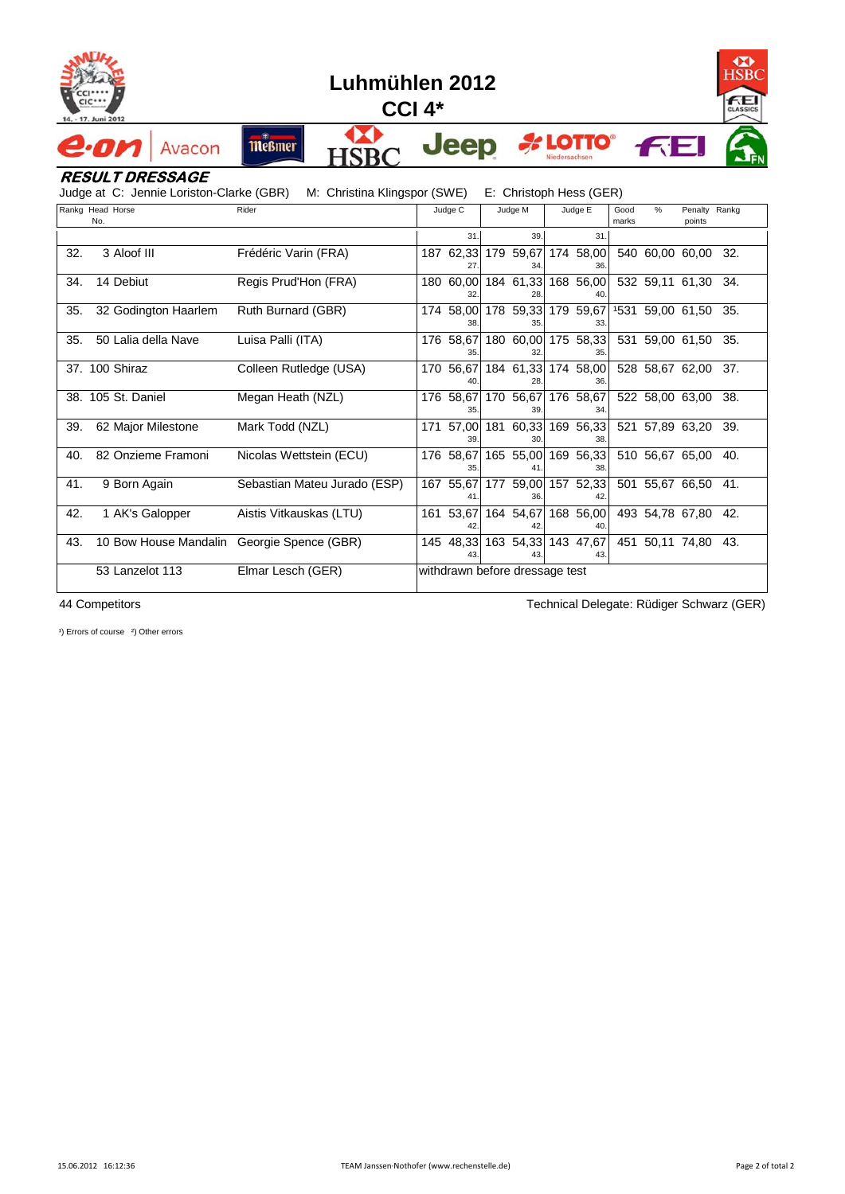# Luhmühlen 2012

## CCI 4*

### *RESULT DRESSAGE*

Judge at C: Jennie Loriston-Clarke (GBR) M: Christina Klingspor (SWE) E: Christoph Hess (GER)

| Rankg | Head No. | Horse | Rider | Judge C | | Judge M | | Judge E | | Good marks | % | Penalty points | Rankg |
|---|---|---|---|---|---|---|---|---|---|---|---|---|---|
| | | | | | 31. | | 39. | | 31. | | | | |
| 32. | 3 | Aloof III | Frédéric Varin (FRA) | 187 | 62,33 27. | 179 | 59,67 34. | 174 | 58,00 36. | 540 | 60,00 | 60,00 | 32. |
| 34. | 14 | Debiut | Regis Prud'Hon (FRA) | 180 | 60,00 32. | 184 | 61,33 28. | 168 | 56,00 40. | 532 | 59,11 | 61,30 | 34. |
| 35. | 32 | Godington Haarlem | Ruth Burnard (GBR) | 174 | 58,00 38. | 178 | 59,33 35. | 179 | 59,67 33. | [1]531 | 59,00 | 61,50 | 35. |
| 35. | 50 | Lalia della Nave | Luisa Palli (ITA) | 176 | 58,67 35. | 180 | 60,00 32. | 175 | 58,33 35. | 531 | 59,00 | 61,50 | 35. |
| 37. | 100 | Shiraz | Colleen Rutledge (USA) | 170 | 56,67 40. | 184 | 61,33 28. | 174 | 58,00 36. | 528 | 58,67 | 62,00 | 37. |
| 38. | 105 | St. Daniel | Megan Heath (NZL) | 176 | 58,67 35. | 170 | 56,67 39. | 176 | 58,67 34. | 522 | 58,00 | 63,00 | 38. |
| 39. | 62 | Major Milestone | Mark Todd (NZL) | 171 | 57,00 39. | 181 | 60,33 30. | 169 | 56,33 38. | 521 | 57,89 | 63,20 | 39. |
| 40. | 82 | Onzieme Framoni | Nicolas Wettstein (ECU) | 176 | 58,67 35. | 165 | 55,00 41. | 169 | 56,33 38. | 510 | 56,67 | 65,00 | 40. |
| 41. | 9 | Born Again | Sebastian Mateu Jurado (ESP) | 167 | 55,67 41. | 177 | 59,00 36. | 157 | 52,33 42. | 501 | 55,67 | 66,50 | 41. |
| 42. | 1 | AK's Galopper | Aistis Vitkauskas (LTU) | 161 | 53,67 42. | 164 | 54,67 42. | 168 | 56,00 40. | 493 | 54,78 | 67,80 | 42. |
| 43. | 10 | Bow House Mandalin | Georgie Spence (GBR) | 145 | 48,33 43. | 163 | 54,33 43. | 143 | 47,67 43. | 451 | 50,11 | 74,80 | 43. |
| | 53 | Lanzelot 113 | Elmar Lesch (GER) | withdrawn before dressage test | | | | | | | | | |

44 Competitors

Technical Delegate: Rüdiger Schwarz (GER)

[1]) Errors of course [2]) Other errors